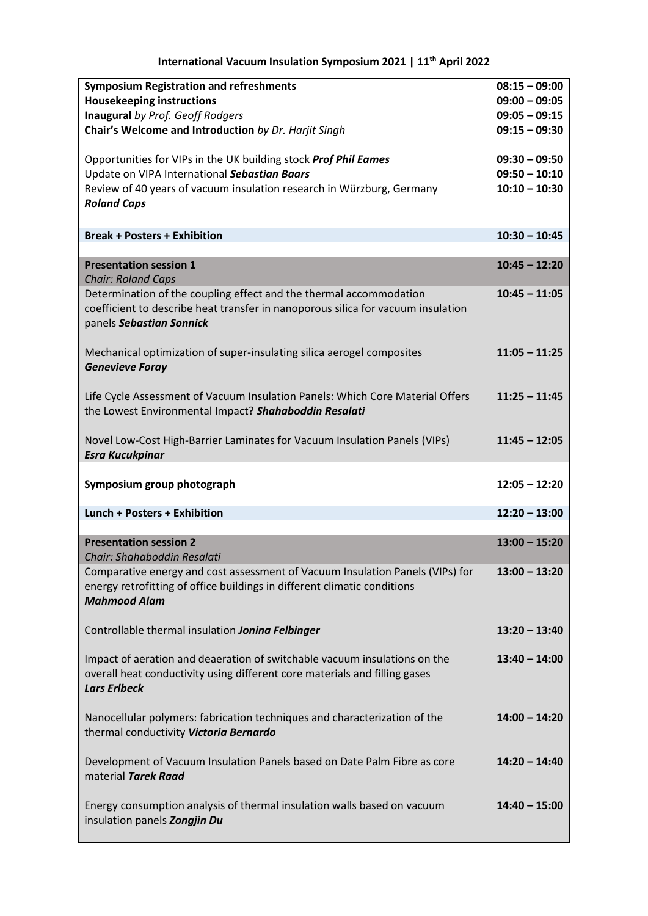# International Vacuum Insulation Symposium 2021 | 11th April 2022

| | |
|---|---|
| **Symposium Registration and refreshments** | **08:15 – 09:00** |
| **Housekeeping instructions** | **09:00 – 09:05** |
| **Inaugural** *by Prof. Geoff Rodgers* | **09:05 – 09:15** |
| **Chair's Welcome and Introduction** *by Dr. Harjit Singh* | **09:15 – 09:30** |
| Opportunities for VIPs in the UK building stock ***Prof Phil Eames*** | **09:30 – 09:50** |
| Update on VIPA International ***Sebastian Baars*** | **09:50 – 10:10** |
| Review of 40 years of vacuum insulation research in Würzburg, Germany ***Roland Caps*** | **10:10 – 10:30** |
| **Break + Posters + Exhibition** | **10:30 – 10:45** |
| **Presentation session 1** *Chair: Roland Caps* | **10:45 – 12:20** |
| Determination of the coupling effect and the thermal accommodation coefficient to describe heat transfer in nanoporous silica for vacuum insulation panels ***Sebastian Sonnick*** | **10:45 – 11:05** |
| Mechanical optimization of super-insulating silica aerogel composites ***Genevieve Foray*** | **11:05 – 11:25** |
| Life Cycle Assessment of Vacuum Insulation Panels: Which Core Material Offers the Lowest Environmental Impact? ***Shahaboddin Resalati*** | **11:25 – 11:45** |
| Novel Low-Cost High-Barrier Laminates for Vacuum Insulation Panels (VIPs) ***Esra Kucukpinar*** | **11:45 – 12:05** |
| **Symposium group photograph** | **12:05 – 12:20** |
| **Lunch + Posters + Exhibition** | **12:20 – 13:00** |
| **Presentation session 2** *Chair: Shahaboddin Resalati* | **13:00 – 15:20** |
| Comparative energy and cost assessment of Vacuum Insulation Panels (VIPs) for energy retrofitting of office buildings in different climatic conditions ***Mahmood Alam*** | **13:00 – 13:20** |
| Controllable thermal insulation ***Jonina Felbinger*** | **13:20 – 13:40** |
| Impact of aeration and deaeration of switchable vacuum insulations on the overall heat conductivity using different core materials and filling gases ***Lars Erlbeck*** | **13:40 – 14:00** |
| Nanocellular polymers: fabrication techniques and characterization of the thermal conductivity ***Victoria Bernardo*** | **14:00 – 14:20** |
| Development of Vacuum Insulation Panels based on Date Palm Fibre as core material ***Tarek Raad*** | **14:20 – 14:40** |
| Energy consumption analysis of thermal insulation walls based on vacuum insulation panels ***Zongjin Du*** | **14:40 – 15:00** |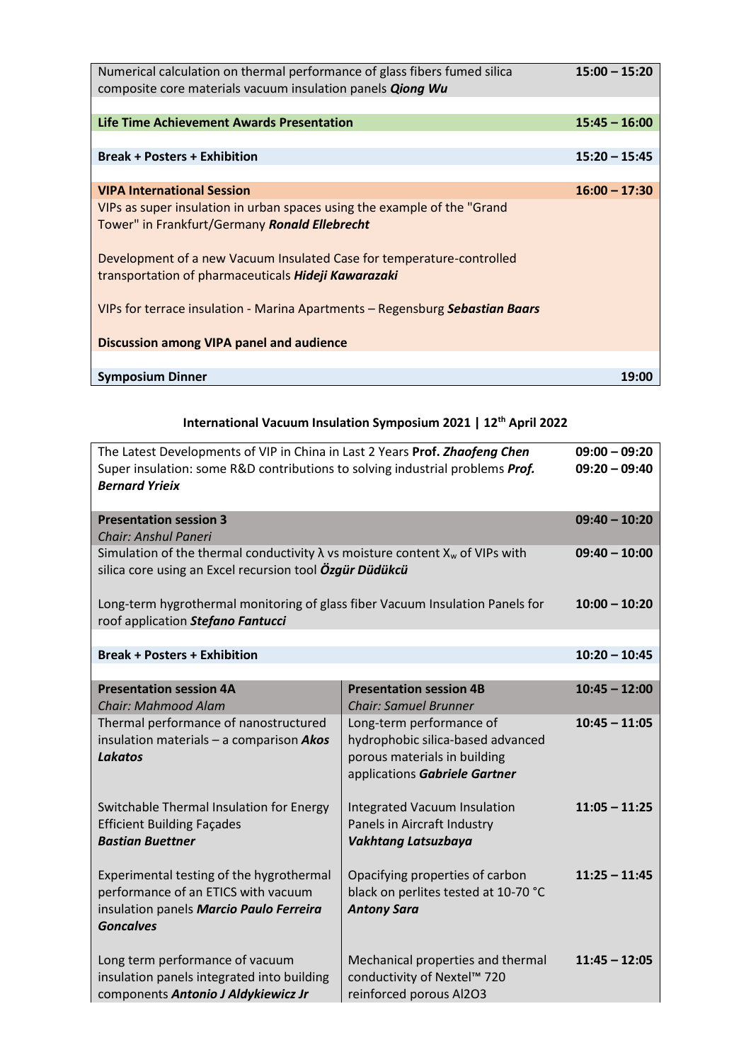| | |
|---|---|
| Numerical calculation on thermal performance of glass fibers fumed silica composite core materials vacuum insulation panels ***Qiong Wu*** | **15:00 – 15:20** |
| | |
| **Life Time Achievement Awards Presentation** | **15:45 – 16:00** |
| | |
| **Break + Posters + Exhibition** | **15:20 – 15:45** |
| | |
| **VIPA International Session** | **16:00 – 17:30** |
| VIPs as super insulation in urban spaces using the example of the "Grand Tower" in Frankfurt/Germany ***Ronald Ellebrecht*** | |
| Development of a new Vacuum Insulated Case for temperature-controlled transportation of pharmaceuticals ***Hideji Kawarazaki*** | |
| VIPs for terrace insulation - Marina Apartments – Regensburg ***Sebastian Baars*** | |
| **Discussion among VIPA panel and audience** | |
| | |
| **Symposium Dinner** | **19:00** |

## International Vacuum Insulation Symposium 2021 | 12th April 2022

| | | |
|---|---|---|
| The Latest Developments of VIP in China in Last 2 Years **Prof. *Zhaofeng Chen*** | | **09:00 – 09:20** |
| Super insulation: some R&D contributions to solving industrial problems ***Prof. Bernard Yrieix*** | | **09:20 – 09:40** |
| | | |
| **Presentation session 3**<br>*Chair: Anshul Paneri* | | **09:40 – 10:20** |
| Simulation of the thermal conductivity λ vs moisture content $X_w$ of VIPs with silica core using an Excel recursion tool ***Özgür Düdükcü*** | | **09:40 – 10:00** |
| Long-term hygrothermal monitoring of glass fiber Vacuum Insulation Panels for roof application ***Stefano Fantucci*** | | **10:00 – 10:20** |
| | | |
| **Break + Posters + Exhibition** | | **10:20 – 10:45** |
| | | |
| **Presentation session 4A**<br>*Chair: Mahmood Alam* | **Presentation session 4B**<br>*Chair: Samuel Brunner* | **10:45 – 12:00** |
| Thermal performance of nanostructured insulation materials – a comparison ***Akos Lakatos*** | Long-term performance of hydrophobic silica-based advanced porous materials in building applications ***Gabriele Gartner*** | **10:45 – 11:05** |
| Switchable Thermal Insulation for Energy Efficient Building Façades ***Bastian Buettner*** | Integrated Vacuum Insulation Panels in Aircraft Industry ***Vakhtang Latsuzbaya*** | **11:05 – 11:25** |
| Experimental testing of the hygrothermal performance of an ETICS with vacuum insulation panels ***Marcio Paulo Ferreira Goncalves*** | Opacifying properties of carbon black on perlites tested at 10-70 °C ***Antony Sara*** | **11:25 – 11:45** |
| Long term performance of vacuum insulation panels integrated into building components ***Antonio J Aldykiewicz Jr*** | Mechanical properties and thermal conductivity of Nextel™ 720 reinforced porous $Al_2O_3$ | **11:45 – 12:05** |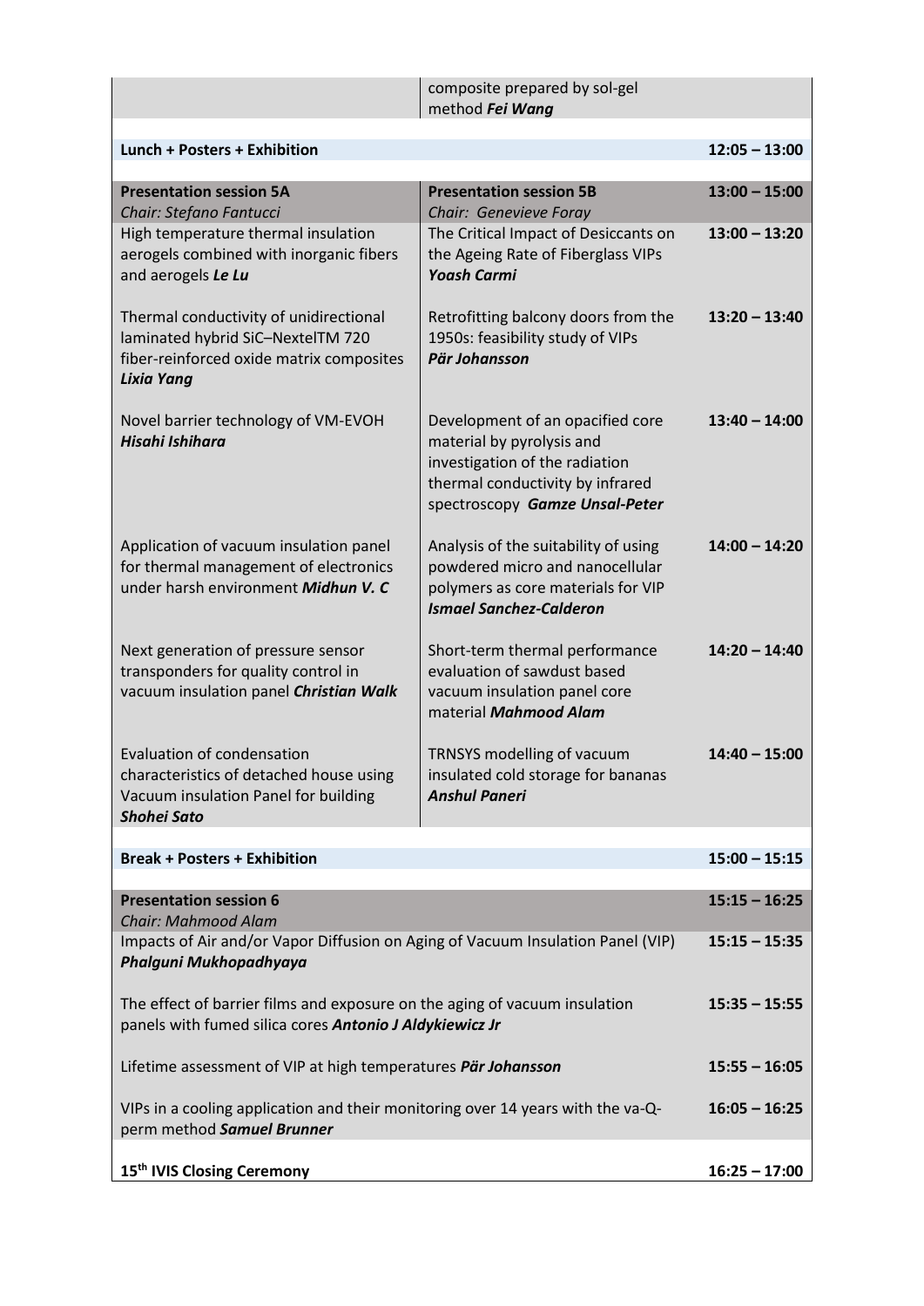| | | |
|---|---|---|
| | composite prepared by sol-gel method ***Fei Wang*** | |
| **Lunch + Posters + Exhibition** | | **12:05 – 13:00** |
| **Presentation session 5A**<br>*Chair: Stefano Fantucci* | **Presentation session 5B**<br>*Chair: Genevieve Foray* | **13:00 – 15:00** |
| High temperature thermal insulation aerogels combined with inorganic fibers and aerogels ***Le Lu*** | The Critical Impact of Desiccants on the Ageing Rate of Fiberglass VIPs ***Yoash Carmi*** | **13:00 – 13:20** |
| Thermal conductivity of unidirectional laminated hybrid SiC–NextelTM 720 fiber-reinforced oxide matrix composites ***Lixia Yang*** | Retrofitting balcony doors from the 1950s: feasibility study of VIPs ***Pär Johansson*** | **13:20 – 13:40** |
| Novel barrier technology of VM-EVOH ***Hisahi Ishihara*** | Development of an opacified core material by pyrolysis and investigation of the radiation thermal conductivity by infrared spectroscopy ***Gamze Unsal-Peter*** | **13:40 – 14:00** |
| Application of vacuum insulation panel for thermal management of electronics under harsh environment ***Midhun V. C*** | Analysis of the suitability of using powdered micro and nanocellular polymers as core materials for VIP ***Ismael Sanchez-Calderon*** | **14:00 – 14:20** |
| Next generation of pressure sensor transponders for quality control in vacuum insulation panel ***Christian Walk*** | Short-term thermal performance evaluation of sawdust based vacuum insulation panel core material ***Mahmood Alam*** | **14:20 – 14:40** |
| Evaluation of condensation characteristics of detached house using Vacuum insulation Panel for building ***Shohei Sato*** | TRNSYS modelling of vacuum insulated cold storage for bananas ***Anshul Paneri*** | **14:40 – 15:00** |
| **Break + Posters + Exhibition** | | **15:00 – 15:15** |
| **Presentation session 6**<br>*Chair: Mahmood Alam* | | **15:15 – 16:25** |
| Impacts of Air and/or Vapor Diffusion on Aging of Vacuum Insulation Panel (VIP) ***Phalguni Mukhopadhyaya*** | | **15:15 – 15:35** |
| The effect of barrier films and exposure on the aging of vacuum insulation panels with fumed silica cores ***Antonio J Aldykiewicz Jr*** | | **15:35 – 15:55** |
| Lifetime assessment of VIP at high temperatures ***Pär Johansson*** | | **15:55 – 16:05** |
| VIPs in a cooling application and their monitoring over 14 years with the va-Q-perm method ***Samuel Brunner*** | | **16:05 – 16:25** |
| **15th IVIS Closing Ceremony** | | **16:25 – 17:00** |